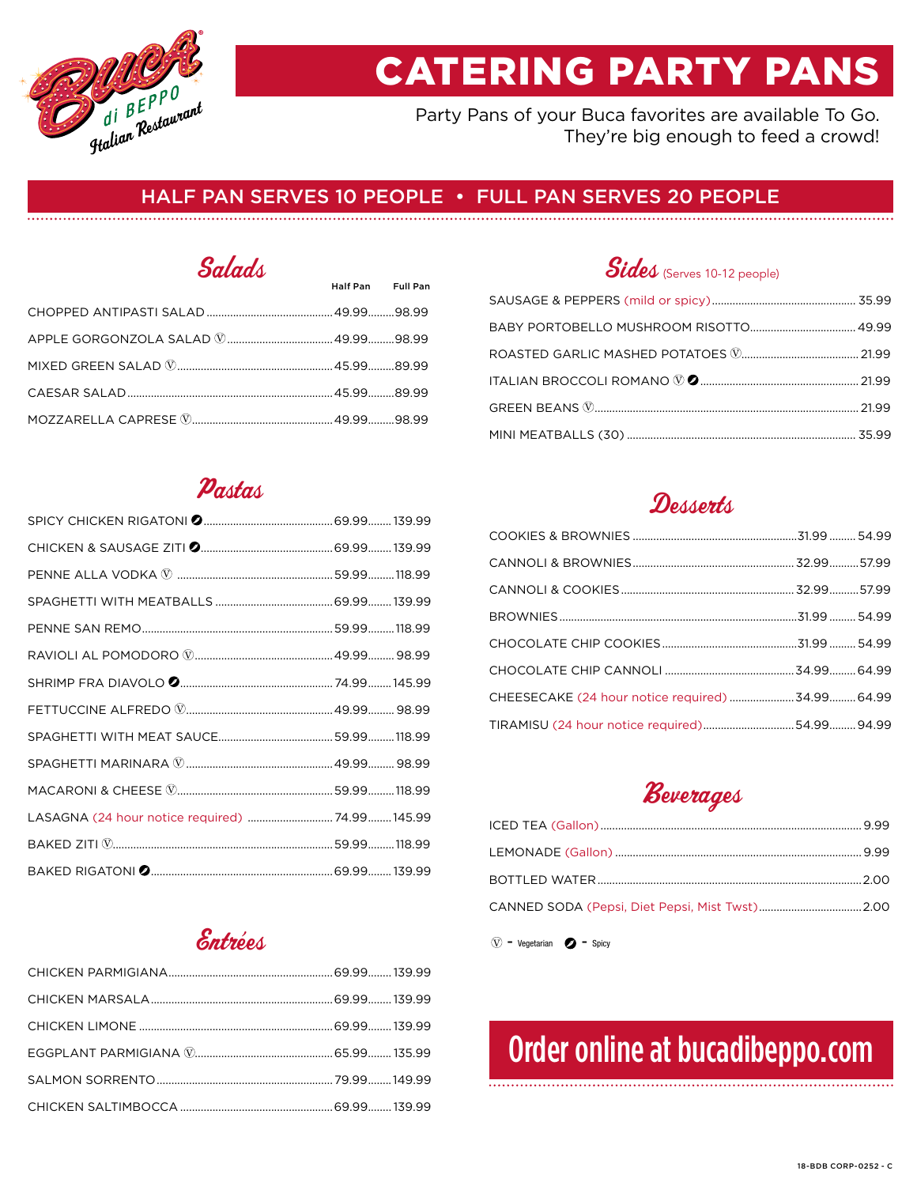# CATERING PARTY PANS

Party Pans of your Buca favorites are available To Go. They're big enough to feed a crowd!

**HALF PAN SERVES 10 PEOPLE • FULL PAN SERVES 20 PEOPLE**

## Salads

| Item | Half Pan | Full Pan |
| --- | --- | --- |
| CHOPPED ANTIPASTI SALAD | 49.99 | 98.99 |
| APPLE GORGONZOLA SALAD Ⓥ | 49.99 | 98.99 |
| MIXED GREEN SALAD Ⓥ | 45.99 | 89.99 |
| CAESAR SALAD | 45.99 | 89.99 |
| MOZZARELLA CAPRESE Ⓥ | 49.99 | 98.99 |

## Pastas

| Item | Half Pan | Full Pan |
| --- | --- | --- |
| SPICY CHICKEN RIGATONI (Spicy) | 69.99 | 139.99 |
| CHICKEN & SAUSAGE ZITI (Spicy) | 69.99 | 139.99 |
| PENNE ALLA VODKA Ⓥ | 59.99 | 118.99 |
| SPAGHETTI WITH MEATBALLS | 69.99 | 139.99 |
| PENNE SAN REMO | 59.99 | 118.99 |
| RAVIOLI AL POMODORO Ⓥ | 49.99 | 98.99 |
| SHRIMP FRA DIAVOLO (Spicy) | 74.99 | 145.99 |
| FETTUCCINE ALFREDO Ⓥ | 49.99 | 98.99 |
| SPAGHETTI WITH MEAT SAUCE | 59.99 | 118.99 |
| SPAGHETTI MARINARA Ⓥ | 49.99 | 98.99 |
| MACARONI & CHEESE Ⓥ | 59.99 | 118.99 |
| LASAGNA (24 hour notice required) | 74.99 | 145.99 |
| BAKED ZITI Ⓥ | 59.99 | 118.99 |
| BAKED RIGATONI (Spicy) | 69.99 | 139.99 |

## Entrées

| Item | Half Pan | Full Pan |
| --- | --- | --- |
| CHICKEN PARMIGIANA | 69.99 | 139.99 |
| CHICKEN MARSALA | 69.99 | 139.99 |
| CHICKEN LIMONE | 69.99 | 139.99 |
| EGGPLANT PARMIGIANA Ⓥ | 65.99 | 135.99 |
| SALMON SORRENTO | 79.99 | 149.99 |
| CHICKEN SALTIMBOCCA | 69.99 | 139.99 |

## Sides (Serves 10-12 people)

| Item | Price |
| --- | --- |
| SAUSAGE & PEPPERS (mild or spicy) | 35.99 |
| BABY PORTOBELLO MUSHROOM RISOTTO | 49.99 |
| ROASTED GARLIC MASHED POTATOES Ⓥ | 21.99 |
| ITALIAN BROCCOLI ROMANO Ⓥ (Spicy) | 21.99 |
| GREEN BEANS Ⓥ | 21.99 |
| MINI MEATBALLS (30) | 35.99 |

## Desserts

| Item | Half Pan | Full Pan |
| --- | --- | --- |
| COOKIES & BROWNIES | 31.99 | 54.99 |
| CANNOLI & BROWNIES | 32.99 | 57.99 |
| CANNOLI & COOKIES | 32.99 | 57.99 |
| BROWNIES | 31.99 | 54.99 |
| CHOCOLATE CHIP COOKIES | 31.99 | 54.99 |
| CHOCOLATE CHIP CANNOLI | 34.99 | 64.99 |
| CHEESECAKE (24 hour notice required) | 34.99 | 64.99 |
| TIRAMISU (24 hour notice required) | 54.99 | 94.99 |

## Beverages

| Item | Price |
| --- | --- |
| ICED TEA (Gallon) | 9.99 |
| LEMONADE (Gallon) | 9.99 |
| BOTTLED WATER | 2.00 |
| CANNED SODA (Pepsi, Diet Pepsi, Mist Twst) | 2.00 |

Ⓥ - Vegetarian  (Spicy icon) - Spicy

**Order online at bucadibeppo.com**

18-BDB CORP-0252 - C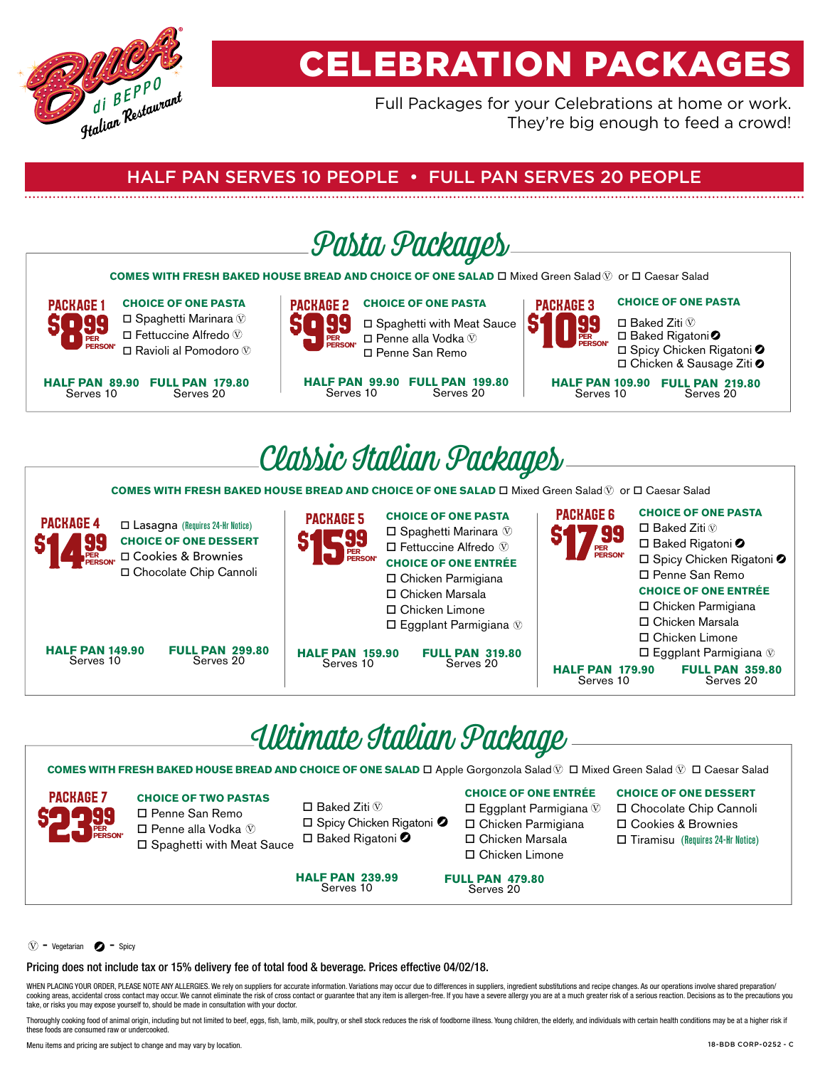Buca di Beppo Italian Restaurant

# CELEBRATION PACKAGES

Full Packages for your Celebrations at home or work.
They're big enough to feed a crowd!

**HALF PAN SERVES 10 PEOPLE • FULL PAN SERVES 20 PEOPLE**

## Pasta Packages

**COMES WITH FRESH BAKED HOUSE BREAD AND CHOICE OF ONE SALAD** ☐ Mixed Green Salad Ⓥ or ☐ Caesar Salad

### PACKAGE 1 — $8.99 PER PERSON*

**CHOICE OF ONE PASTA**
- ☐ Spaghetti Marinara Ⓥ
- ☐ Fettuccine Alfredo Ⓥ
- ☐ Ravioli al Pomodoro Ⓥ

**HALF PAN 89.90** Serves 10 **FULL PAN 179.80** Serves 20

### PACKAGE 2 — $9.99 PER PERSON*

**CHOICE OF ONE PASTA**
- ☐ Spaghetti with Meat Sauce
- ☐ Penne alla Vodka Ⓥ
- ☐ Penne San Remo

**HALF PAN 99.90** Serves 10 **FULL PAN 199.80** Serves 20

### PACKAGE 3 — $10.99 PER PERSON*

**CHOICE OF ONE PASTA**
- ☐ Baked Ziti Ⓥ
- ☐ Baked Rigatoni (Spicy)
- ☐ Spicy Chicken Rigatoni (Spicy)
- ☐ Chicken & Sausage Ziti (Spicy)

**HALF PAN 109.90** Serves 10 **FULL PAN 219.80** Serves 20

## Classic Italian Packages

**COMES WITH FRESH BAKED HOUSE BREAD AND CHOICE OF ONE SALAD** ☐ Mixed Green Salad Ⓥ or ☐ Caesar Salad

### PACKAGE 4 — $14.99 PER PERSON*

- ☐ Lasagna (Requires 24-Hr Notice)

**CHOICE OF ONE DESSERT**
- ☐ Cookies & Brownies
- ☐ Chocolate Chip Cannoli

**HALF PAN 149.90** Serves 10 **FULL PAN 299.80** Serves 20

### PACKAGE 5 — $15.99 PER PERSON*

**CHOICE OF ONE PASTA**
- ☐ Spaghetti Marinara Ⓥ
- ☐ Fettuccine Alfredo Ⓥ

**CHOICE OF ONE ENTRÉE**
- ☐ Chicken Parmigiana
- ☐ Chicken Marsala
- ☐ Chicken Limone
- ☐ Eggplant Parmigiana Ⓥ

**HALF PAN 159.90** Serves 10 **FULL PAN 319.80** Serves 20

### PACKAGE 6 — $17.99 PER PERSON*

**CHOICE OF ONE PASTA**
- ☐ Baked Ziti Ⓥ
- ☐ Baked Rigatoni (Spicy)
- ☐ Spicy Chicken Rigatoni (Spicy)
- ☐ Penne San Remo

**CHOICE OF ONE ENTRÉE**
- ☐ Chicken Parmigiana
- ☐ Chicken Marsala
- ☐ Chicken Limone
- ☐ Eggplant Parmigiana Ⓥ

**HALF PAN 179.90** Serves 10 **FULL PAN 359.80** Serves 20

## Ultimate Italian Package

**COMES WITH FRESH BAKED HOUSE BREAD AND CHOICE OF ONE SALAD** ☐ Apple Gorgonzola Salad Ⓥ ☐ Mixed Green Salad Ⓥ ☐ Caesar Salad

### PACKAGE 7 — $23.99 PER PERSON*

**CHOICE OF TWO PASTAS**
- ☐ Penne San Remo
- ☐ Penne alla Vodka Ⓥ
- ☐ Spaghetti with Meat Sauce
- ☐ Baked Ziti Ⓥ
- ☐ Spicy Chicken Rigatoni (Spicy)
- ☐ Baked Rigatoni (Spicy)

**CHOICE OF ONE ENTRÉE**
- ☐ Eggplant Parmigiana Ⓥ
- ☐ Chicken Parmigiana
- ☐ Chicken Marsala
- ☐ Chicken Limone

**CHOICE OF ONE DESSERT**
- ☐ Chocolate Chip Cannoli
- ☐ Cookies & Brownies
- ☐ Tiramisu (Requires 24-Hr Notice)

**HALF PAN 239.99** Serves 10 **FULL PAN 479.80** Serves 20

Ⓥ - Vegetarian (Spicy icon) - Spicy

**Pricing does not include tax or 15% delivery fee of total food & beverage. Prices effective 04/02/18.**

WHEN PLACING YOUR ORDER, PLEASE NOTE ANY ALLERGIES. We rely on suppliers for accurate information. Variations may occur due to differences in suppliers, ingredient substitutions and recipe changes. As our operations involve shared preparation/cooking areas, accidental cross contact may occur. We cannot eliminate the risk of cross contact or guarantee that any item is allergen-free. If you have a severe allergy you are at a much greater risk of a serious reaction. Decisions as to the precautions you take, or risks you may expose yourself to, should be made in consultation with your doctor.

Thoroughly cooking food of animal origin, including but not limited to beef, eggs, fish, lamb, milk, poultry, or shell stock reduces the risk of foodborne illness. Young children, the elderly, and individuals with certain health conditions may be at a higher risk if these foods are consumed raw or undercooked.

Menu items and pricing are subject to change and may vary by location.

18-BDB CORP-0252 - C